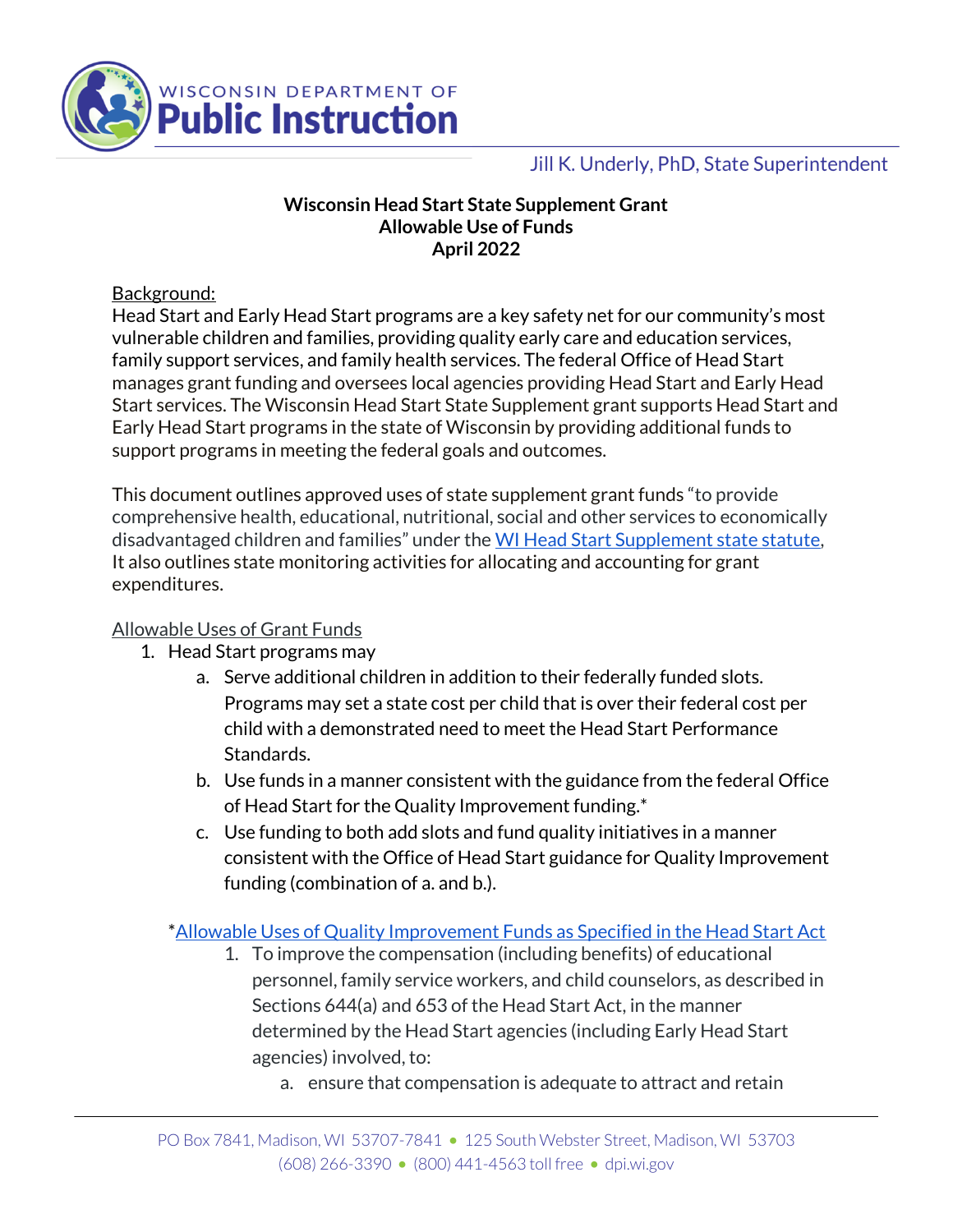WISCONSIN DEPARTMENT OF **Public Instruction**

Jill K. Underly, PhD, State Superintendent

**Wisconsin Head Start State Supplement Grant**
**Allowable Use of Funds**
**April 2022**

Background:

Head Start and Early Head Start programs are a key safety net for our community's most vulnerable children and families, providing quality early care and education services, family support services, and family health services. The federal Office of Head Start manages grant funding and oversees local agencies providing Head Start and Early Head Start services. The Wisconsin Head Start State Supplement grant supports Head Start and Early Head Start programs in the state of Wisconsin by providing additional funds to support programs in meeting the federal goals and outcomes.

This document outlines approved uses of state supplement grant funds "to provide comprehensive health, educational, nutritional, social and other services to economically disadvantaged children and families" under the WI Head Start Supplement state statute, It also outlines state monitoring activities for allocating and accounting for grant expenditures.

Allowable Uses of Grant Funds

1. Head Start programs may
   a. Serve additional children in addition to their federally funded slots. Programs may set a state cost per child that is over their federal cost per child with a demonstrated need to meet the Head Start Performance Standards.
   b. Use funds in a manner consistent with the guidance from the federal Office of Head Start for the Quality Improvement funding.*
   c. Use funding to both add slots and fund quality initiatives in a manner consistent with the Office of Head Start guidance for Quality Improvement funding (combination of a. and b.).

*Allowable Uses of Quality Improvement Funds as Specified in the Head Start Act

1. To improve the compensation (including benefits) of educational personnel, family service workers, and child counselors, as described in Sections 644(a) and 653 of the Head Start Act, in the manner determined by the Head Start agencies (including Early Head Start agencies) involved, to:
   a. ensure that compensation is adequate to attract and retain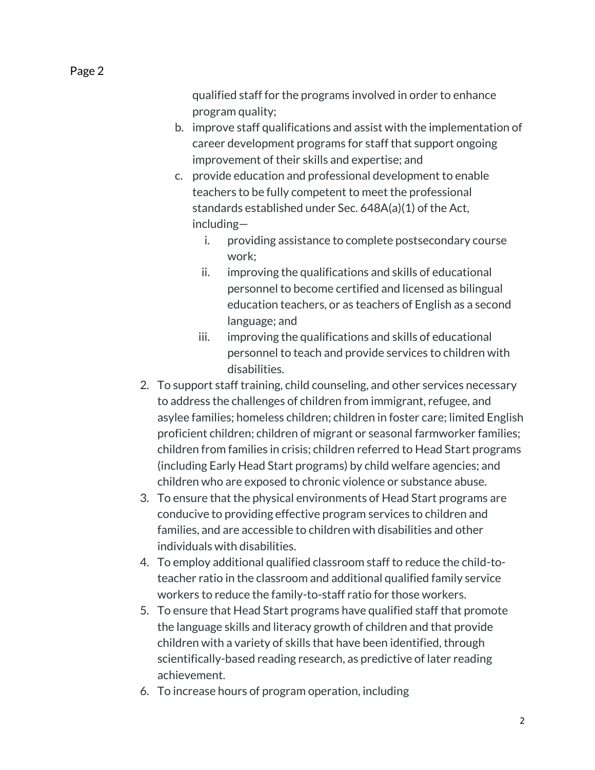qualified staff for the programs involved in order to enhance program quality;

   b. improve staff qualifications and assist with the implementation of career development programs for staff that support ongoing improvement of their skills and expertise; and
   c. provide education and professional development to enable teachers to be fully competent to meet the professional standards established under Sec. 648A(a)(1) of the Act, including—
      i. providing assistance to complete postsecondary course work;
      ii. improving the qualifications and skills of educational personnel to become certified and licensed as bilingual education teachers, or as teachers of English as a second language; and
      iii. improving the qualifications and skills of educational personnel to teach and provide services to children with disabilities.

2. To support staff training, child counseling, and other services necessary to address the challenges of children from immigrant, refugee, and asylee families; homeless children; children in foster care; limited English proficient children; children of migrant or seasonal farmworker families; children from families in crisis; children referred to Head Start programs (including Early Head Start programs) by child welfare agencies; and children who are exposed to chronic violence or substance abuse.
3. To ensure that the physical environments of Head Start programs are conducive to providing effective program services to children and families, and are accessible to children with disabilities and other individuals with disabilities.
4. To employ additional qualified classroom staff to reduce the child-to-teacher ratio in the classroom and additional qualified family service workers to reduce the family-to-staff ratio for those workers.
5. To ensure that Head Start programs have qualified staff that promote the language skills and literacy growth of children and that provide children with a variety of skills that have been identified, through scientifically-based reading research, as predictive of later reading achievement.
6. To increase hours of program operation, including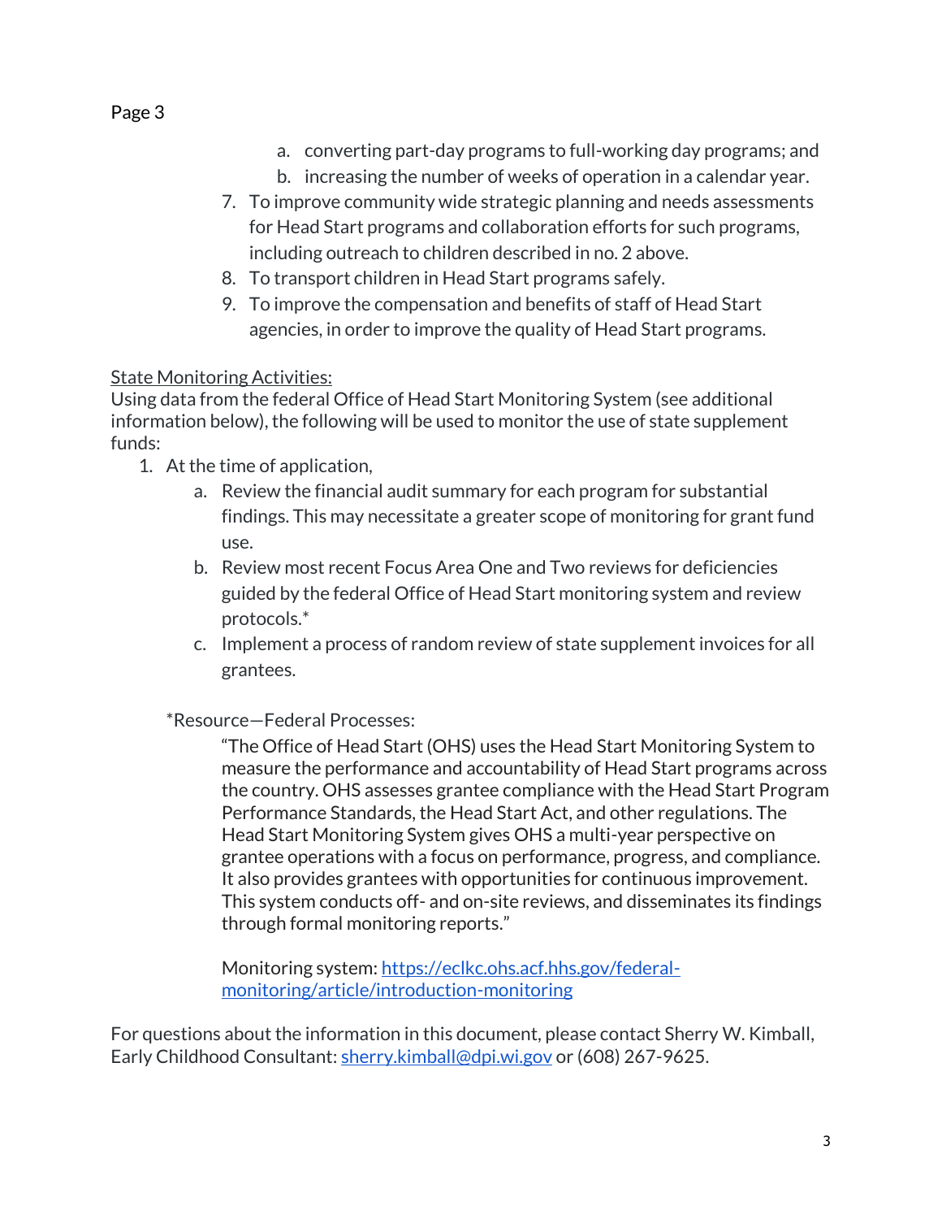a. converting part-day programs to full-working day programs; and
   b. increasing the number of weeks of operation in a calendar year.

7. To improve community wide strategic planning and needs assessments for Head Start programs and collaboration efforts for such programs, including outreach to children described in no. 2 above.
8. To transport children in Head Start programs safely.
9. To improve the compensation and benefits of staff of Head Start agencies, in order to improve the quality of Head Start programs.

<u>State Monitoring Activities:</u>
Using data from the federal Office of Head Start Monitoring System (see additional information below), the following will be used to monitor the use of state supplement funds:

1. At the time of application,
   a. Review the financial audit summary for each program for substantial findings. This may necessitate a greater scope of monitoring for grant fund use.
   b. Review most recent Focus Area One and Two reviews for deficiencies guided by the federal Office of Head Start monitoring system and review protocols.*
   c. Implement a process of random review of state supplement invoices for all grantees.

*Resource—Federal Processes:

> "The Office of Head Start (OHS) uses the Head Start Monitoring System to measure the performance and accountability of Head Start programs across the country. OHS assesses grantee compliance with the Head Start Program Performance Standards, the Head Start Act, and other regulations. The Head Start Monitoring System gives OHS a multi-year perspective on grantee operations with a focus on performance, progress, and compliance. It also provides grantees with opportunities for continuous improvement. This system conducts off- and on-site reviews, and disseminates its findings through formal monitoring reports."
>
> Monitoring system: [https://eclkc.ohs.acf.hhs.gov/federal-monitoring/article/introduction-monitoring](https://eclkc.ohs.acf.hhs.gov/federal-monitoring/article/introduction-monitoring)

For questions about the information in this document, please contact Sherry W. Kimball, Early Childhood Consultant: [sherry.kimball@dpi.wi.gov](mailto:sherry.kimball@dpi.wi.gov) or (608) 267-9625.